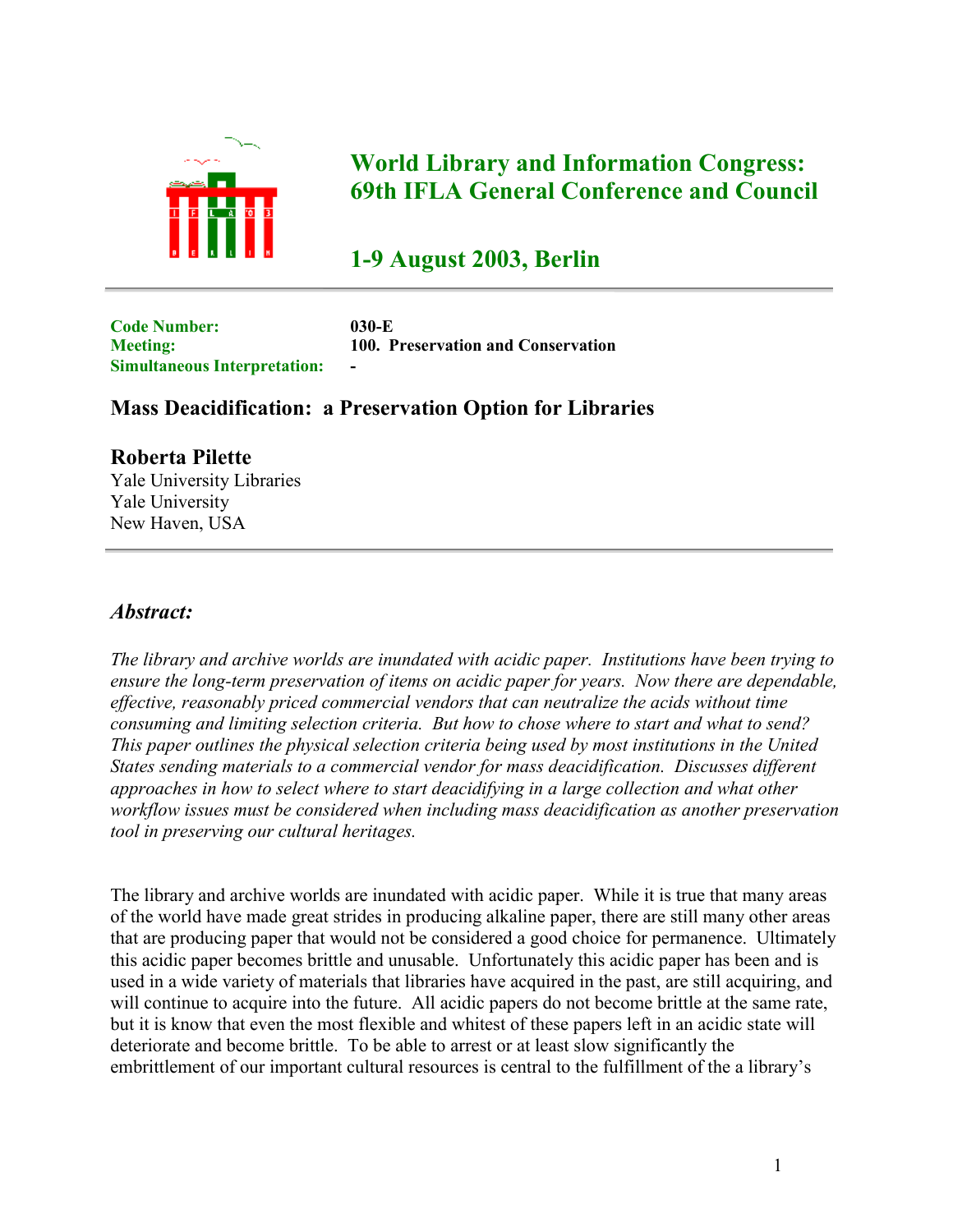# World Library and Information Congress: 69th IFLA General Conference and Council

## 1-9 August 2003, Berlin

**Code Number:** **030-E**
**Meeting:** **100. Preservation and Conservation**
**Simultaneous Interpretation:** **-**

## Mass Deacidification: a Preservation Option for Libraries

**Roberta Pilette**
Yale University Libraries
Yale University
New Haven, USA

### *Abstract:*

*The library and archive worlds are inundated with acidic paper. Institutions have been trying to ensure the long-term preservation of items on acidic paper for years. Now there are dependable, effective, reasonably priced commercial vendors that can neutralize the acids without time consuming and limiting selection criteria. But how to chose where to start and what to send? This paper outlines the physical selection criteria being used by most institutions in the United States sending materials to a commercial vendor for mass deacidification. Discusses different approaches in how to select where to start deacidifying in a large collection and what other workflow issues must be considered when including mass deacidification as another preservation tool in preserving our cultural heritages.*

The library and archive worlds are inundated with acidic paper. While it is true that many areas of the world have made great strides in producing alkaline paper, there are still many other areas that are producing paper that would not be considered a good choice for permanence. Ultimately this acidic paper becomes brittle and unusable. Unfortunately this acidic paper has been and is used in a wide variety of materials that libraries have acquired in the past, are still acquiring, and will continue to acquire into the future. All acidic papers do not become brittle at the same rate, but it is know that even the most flexible and whitest of these papers left in an acidic state will deteriorate and become brittle. To be able to arrest or at least slow significantly the embrittlement of our important cultural resources is central to the fulfillment of the a library's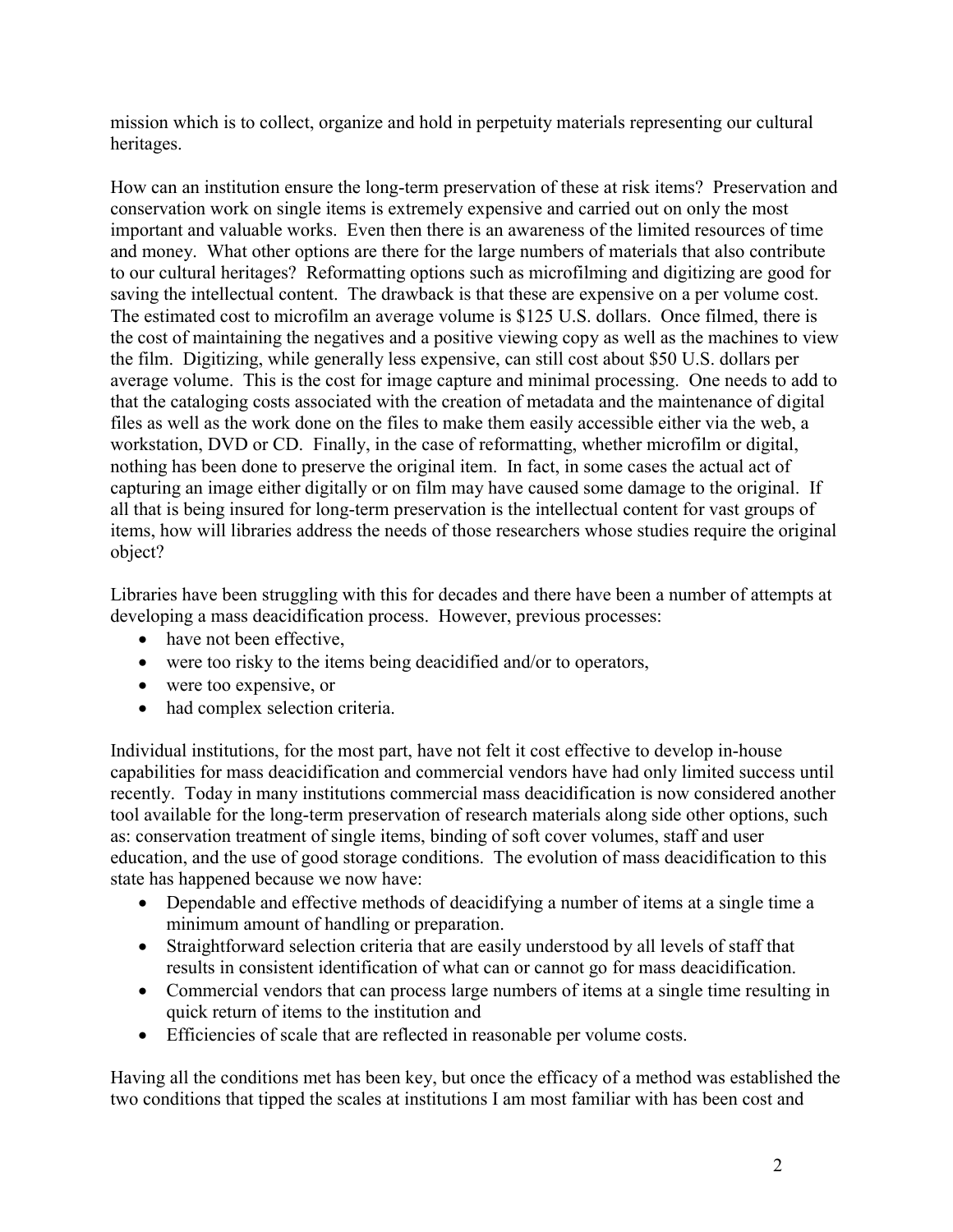mission which is to collect, organize and hold in perpetuity materials representing our cultural heritages.

How can an institution ensure the long-term preservation of these at risk items? Preservation and conservation work on single items is extremely expensive and carried out on only the most important and valuable works. Even then there is an awareness of the limited resources of time and money. What other options are there for the large numbers of materials that also contribute to our cultural heritages? Reformatting options such as microfilming and digitizing are good for saving the intellectual content. The drawback is that these are expensive on a per volume cost. The estimated cost to microfilm an average volume is $125 U.S. dollars. Once filmed, there is the cost of maintaining the negatives and a positive viewing copy as well as the machines to view the film. Digitizing, while generally less expensive, can still cost about $50 U.S. dollars per average volume. This is the cost for image capture and minimal processing. One needs to add to that the cataloging costs associated with the creation of metadata and the maintenance of digital files as well as the work done on the files to make them easily accessible either via the web, a workstation, DVD or CD. Finally, in the case of reformatting, whether microfilm or digital, nothing has been done to preserve the original item. In fact, in some cases the actual act of capturing an image either digitally or on film may have caused some damage to the original. If all that is being insured for long-term preservation is the intellectual content for vast groups of items, how will libraries address the needs of those researchers whose studies require the original object?

Libraries have been struggling with this for decades and there have been a number of attempts at developing a mass deacidification process. However, previous processes:

- have not been effective,
- were too risky to the items being deacidified and/or to operators,
- were too expensive, or
- had complex selection criteria.

Individual institutions, for the most part, have not felt it cost effective to develop in-house capabilities for mass deacidification and commercial vendors have had only limited success until recently. Today in many institutions commercial mass deacidification is now considered another tool available for the long-term preservation of research materials along side other options, such as: conservation treatment of single items, binding of soft cover volumes, staff and user education, and the use of good storage conditions. The evolution of mass deacidification to this state has happened because we now have:

- Dependable and effective methods of deacidifying a number of items at a single time a minimum amount of handling or preparation.
- Straightforward selection criteria that are easily understood by all levels of staff that results in consistent identification of what can or cannot go for mass deacidification.
- Commercial vendors that can process large numbers of items at a single time resulting in quick return of items to the institution and
- Efficiencies of scale that are reflected in reasonable per volume costs.

Having all the conditions met has been key, but once the efficacy of a method was established the two conditions that tipped the scales at institutions I am most familiar with has been cost and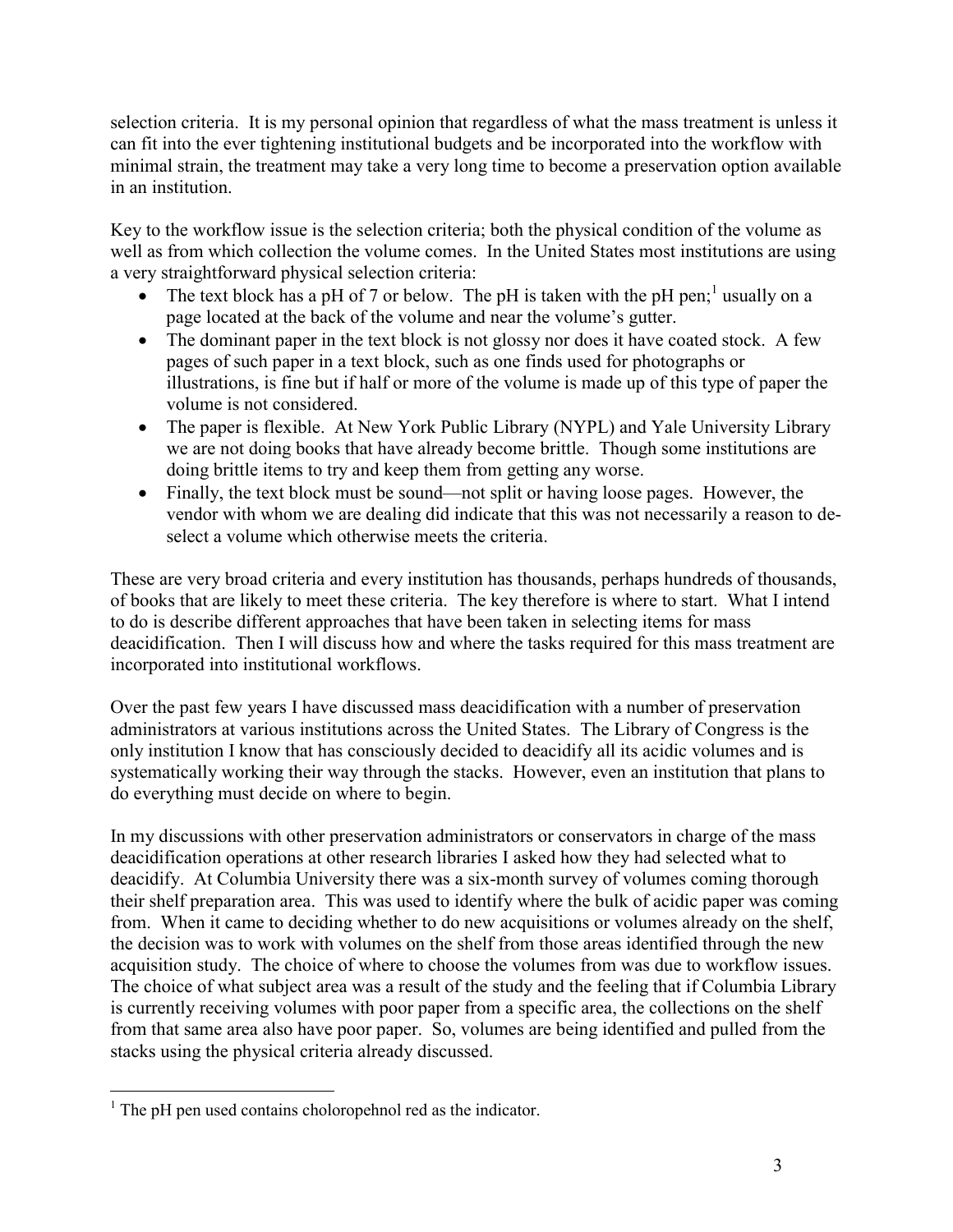selection criteria. It is my personal opinion that regardless of what the mass treatment is unless it can fit into the ever tightening institutional budgets and be incorporated into the workflow with minimal strain, the treatment may take a very long time to become a preservation option available in an institution.

Key to the workflow issue is the selection criteria; both the physical condition of the volume as well as from which collection the volume comes. In the United States most institutions are using a very straightforward physical selection criteria:

- The text block has a pH of 7 or below. The pH is taken with the pH pen;[1] usually on a page located at the back of the volume and near the volume's gutter.
- The dominant paper in the text block is not glossy nor does it have coated stock. A few pages of such paper in a text block, such as one finds used for photographs or illustrations, is fine but if half or more of the volume is made up of this type of paper the volume is not considered.
- The paper is flexible. At New York Public Library (NYPL) and Yale University Library we are not doing books that have already become brittle. Though some institutions are doing brittle items to try and keep them from getting any worse.
- Finally, the text block must be sound—not split or having loose pages. However, the vendor with whom we are dealing did indicate that this was not necessarily a reason to de-select a volume which otherwise meets the criteria.

These are very broad criteria and every institution has thousands, perhaps hundreds of thousands, of books that are likely to meet these criteria. The key therefore is where to start. What I intend to do is describe different approaches that have been taken in selecting items for mass deacidification. Then I will discuss how and where the tasks required for this mass treatment are incorporated into institutional workflows.

Over the past few years I have discussed mass deacidification with a number of preservation administrators at various institutions across the United States. The Library of Congress is the only institution I know that has consciously decided to deacidify all its acidic volumes and is systematically working their way through the stacks. However, even an institution that plans to do everything must decide on where to begin.

In my discussions with other preservation administrators or conservators in charge of the mass deacidification operations at other research libraries I asked how they had selected what to deacidify. At Columbia University there was a six-month survey of volumes coming thorough their shelf preparation area. This was used to identify where the bulk of acidic paper was coming from. When it came to deciding whether to do new acquisitions or volumes already on the shelf, the decision was to work with volumes on the shelf from those areas identified through the new acquisition study. The choice of where to choose the volumes from was due to workflow issues. The choice of what subject area was a result of the study and the feeling that if Columbia Library is currently receiving volumes with poor paper from a specific area, the collections on the shelf from that same area also have poor paper. So, volumes are being identified and pulled from the stacks using the physical criteria already discussed.

[1] The pH pen used contains choloropehnol red as the indicator.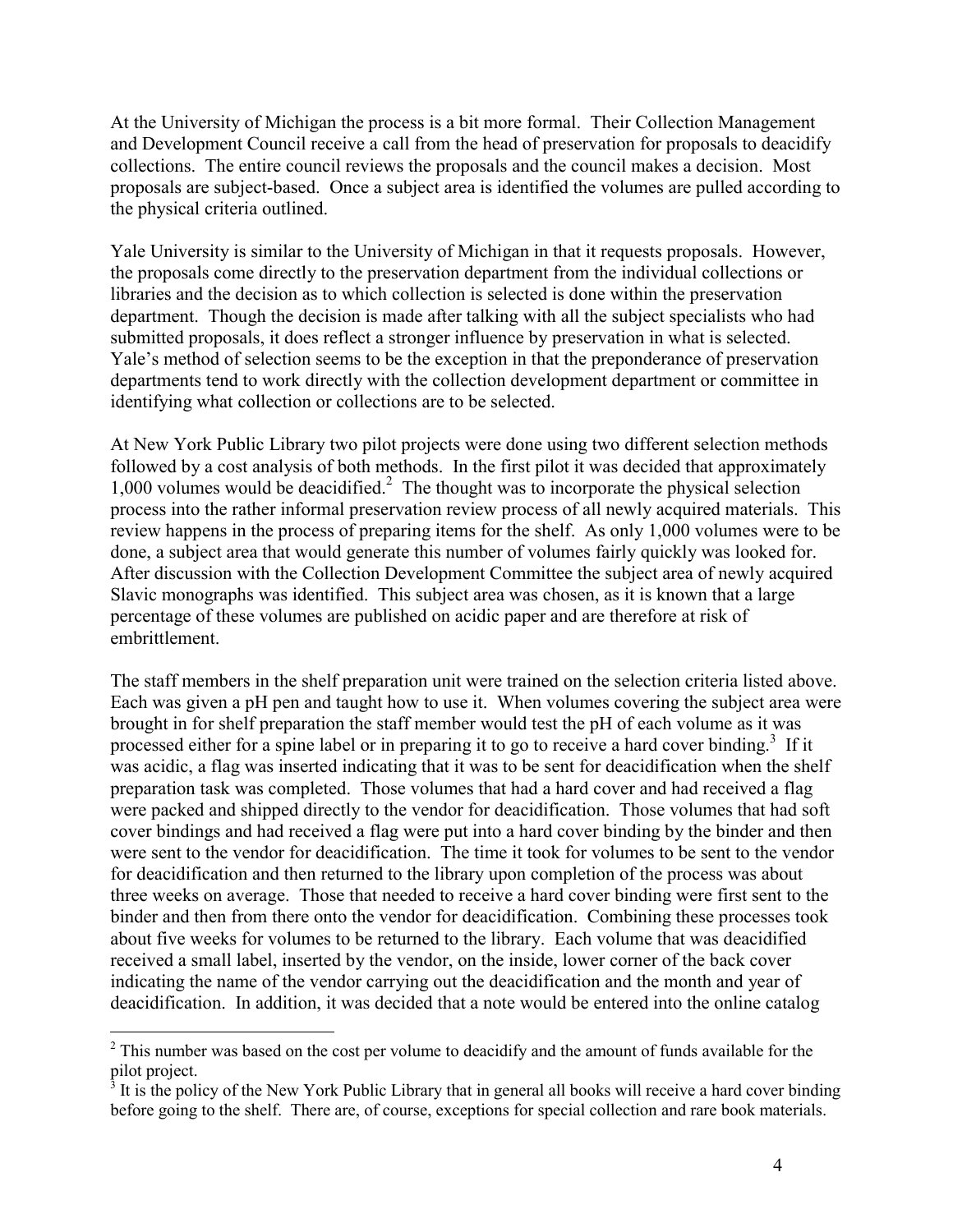At the University of Michigan the process is a bit more formal. Their Collection Management and Development Council receive a call from the head of preservation for proposals to deacidify collections. The entire council reviews the proposals and the council makes a decision. Most proposals are subject-based. Once a subject area is identified the volumes are pulled according to the physical criteria outlined.

Yale University is similar to the University of Michigan in that it requests proposals. However, the proposals come directly to the preservation department from the individual collections or libraries and the decision as to which collection is selected is done within the preservation department. Though the decision is made after talking with all the subject specialists who had submitted proposals, it does reflect a stronger influence by preservation in what is selected. Yale's method of selection seems to be the exception in that the preponderance of preservation departments tend to work directly with the collection development department or committee in identifying what collection or collections are to be selected.

At New York Public Library two pilot projects were done using two different selection methods followed by a cost analysis of both methods. In the first pilot it was decided that approximately 1,000 volumes would be deacidified.[2] The thought was to incorporate the physical selection process into the rather informal preservation review process of all newly acquired materials. This review happens in the process of preparing items for the shelf. As only 1,000 volumes were to be done, a subject area that would generate this number of volumes fairly quickly was looked for. After discussion with the Collection Development Committee the subject area of newly acquired Slavic monographs was identified. This subject area was chosen, as it is known that a large percentage of these volumes are published on acidic paper and are therefore at risk of embrittlement.

The staff members in the shelf preparation unit were trained on the selection criteria listed above. Each was given a pH pen and taught how to use it. When volumes covering the subject area were brought in for shelf preparation the staff member would test the pH of each volume as it was processed either for a spine label or in preparing it to go to receive a hard cover binding.[3] If it was acidic, a flag was inserted indicating that it was to be sent for deacidification when the shelf preparation task was completed. Those volumes that had a hard cover and had received a flag were packed and shipped directly to the vendor for deacidification. Those volumes that had soft cover bindings and had received a flag were put into a hard cover binding by the binder and then were sent to the vendor for deacidification. The time it took for volumes to be sent to the vendor for deacidification and then returned to the library upon completion of the process was about three weeks on average. Those that needed to receive a hard cover binding were first sent to the binder and then from there onto the vendor for deacidification. Combining these processes took about five weeks for volumes to be returned to the library. Each volume that was deacidified received a small label, inserted by the vendor, on the inside, lower corner of the back cover indicating the name of the vendor carrying out the deacidification and the month and year of deacidification. In addition, it was decided that a note would be entered into the online catalog

---

[2] This number was based on the cost per volume to deacidify and the amount of funds available for the pilot project.

[3] It is the policy of the New York Public Library that in general all books will receive a hard cover binding before going to the shelf. There are, of course, exceptions for special collection and rare book materials.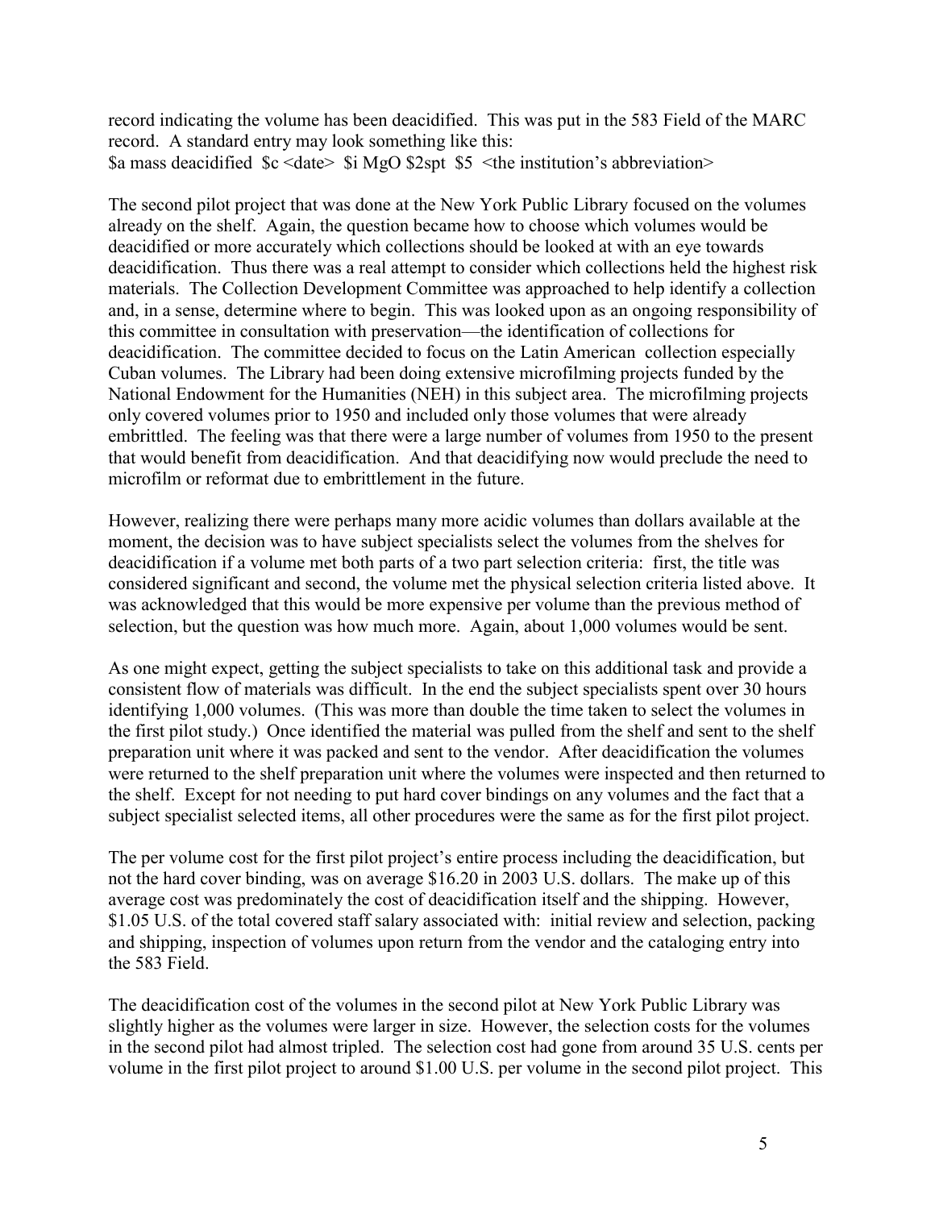record indicating the volume has been deacidified. This was put in the 583 Field of the MARC record. A standard entry may look something like this:
$a mass deacidified $c <date> $i MgO $2spt $5 <the institution's abbreviation>

The second pilot project that was done at the New York Public Library focused on the volumes already on the shelf. Again, the question became how to choose which volumes would be deacidified or more accurately which collections should be looked at with an eye towards deacidification. Thus there was a real attempt to consider which collections held the highest risk materials. The Collection Development Committee was approached to help identify a collection and, in a sense, determine where to begin. This was looked upon as an ongoing responsibility of this committee in consultation with preservation—the identification of collections for deacidification. The committee decided to focus on the Latin American collection especially Cuban volumes. The Library had been doing extensive microfilming projects funded by the National Endowment for the Humanities (NEH) in this subject area. The microfilming projects only covered volumes prior to 1950 and included only those volumes that were already embrittled. The feeling was that there were a large number of volumes from 1950 to the present that would benefit from deacidification. And that deacidifying now would preclude the need to microfilm or reformat due to embrittlement in the future.

However, realizing there were perhaps many more acidic volumes than dollars available at the moment, the decision was to have subject specialists select the volumes from the shelves for deacidification if a volume met both parts of a two part selection criteria: first, the title was considered significant and second, the volume met the physical selection criteria listed above. It was acknowledged that this would be more expensive per volume than the previous method of selection, but the question was how much more. Again, about 1,000 volumes would be sent.

As one might expect, getting the subject specialists to take on this additional task and provide a consistent flow of materials was difficult. In the end the subject specialists spent over 30 hours identifying 1,000 volumes. (This was more than double the time taken to select the volumes in the first pilot study.) Once identified the material was pulled from the shelf and sent to the shelf preparation unit where it was packed and sent to the vendor. After deacidification the volumes were returned to the shelf preparation unit where the volumes were inspected and then returned to the shelf. Except for not needing to put hard cover bindings on any volumes and the fact that a subject specialist selected items, all other procedures were the same as for the first pilot project.

The per volume cost for the first pilot project's entire process including the deacidification, but not the hard cover binding, was on average $16.20 in 2003 U.S. dollars. The make up of this average cost was predominately the cost of deacidification itself and the shipping. However, $1.05 U.S. of the total covered staff salary associated with: initial review and selection, packing and shipping, inspection of volumes upon return from the vendor and the cataloging entry into the 583 Field.

The deacidification cost of the volumes in the second pilot at New York Public Library was slightly higher as the volumes were larger in size. However, the selection costs for the volumes in the second pilot had almost tripled. The selection cost had gone from around 35 U.S. cents per volume in the first pilot project to around $1.00 U.S. per volume in the second pilot project. This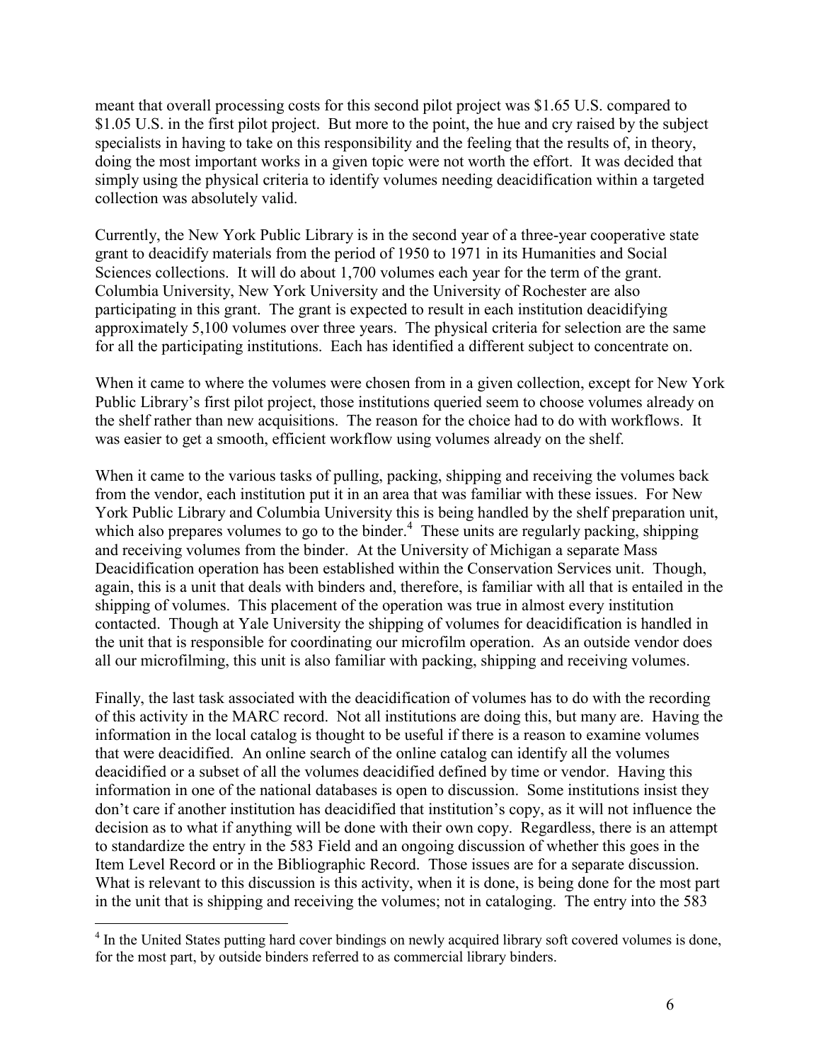meant that overall processing costs for this second pilot project was \$1.65 U.S. compared to \$1.05 U.S. in the first pilot project. But more to the point, the hue and cry raised by the subject specialists in having to take on this responsibility and the feeling that the results of, in theory, doing the most important works in a given topic were not worth the effort. It was decided that simply using the physical criteria to identify volumes needing deacidification within a targeted collection was absolutely valid.

Currently, the New York Public Library is in the second year of a three-year cooperative state grant to deacidify materials from the period of 1950 to 1971 in its Humanities and Social Sciences collections. It will do about 1,700 volumes each year for the term of the grant. Columbia University, New York University and the University of Rochester are also participating in this grant. The grant is expected to result in each institution deacidifying approximately 5,100 volumes over three years. The physical criteria for selection are the same for all the participating institutions. Each has identified a different subject to concentrate on.

When it came to where the volumes were chosen from in a given collection, except for New York Public Library's first pilot project, those institutions queried seem to choose volumes already on the shelf rather than new acquisitions. The reason for the choice had to do with workflows. It was easier to get a smooth, efficient workflow using volumes already on the shelf.

When it came to the various tasks of pulling, packing, shipping and receiving the volumes back from the vendor, each institution put it in an area that was familiar with these issues. For New York Public Library and Columbia University this is being handled by the shelf preparation unit, which also prepares volumes to go to the binder.[4] These units are regularly packing, shipping and receiving volumes from the binder. At the University of Michigan a separate Mass Deacidification operation has been established within the Conservation Services unit. Though, again, this is a unit that deals with binders and, therefore, is familiar with all that is entailed in the shipping of volumes. This placement of the operation was true in almost every institution contacted. Though at Yale University the shipping of volumes for deacidification is handled in the unit that is responsible for coordinating our microfilm operation. As an outside vendor does all our microfilming, this unit is also familiar with packing, shipping and receiving volumes.

Finally, the last task associated with the deacidification of volumes has to do with the recording of this activity in the MARC record. Not all institutions are doing this, but many are. Having the information in the local catalog is thought to be useful if there is a reason to examine volumes that were deacidified. An online search of the online catalog can identify all the volumes deacidified or a subset of all the volumes deacidified defined by time or vendor. Having this information in one of the national databases is open to discussion. Some institutions insist they don't care if another institution has deacidified that institution's copy, as it will not influence the decision as to what if anything will be done with their own copy. Regardless, there is an attempt to standardize the entry in the 583 Field and an ongoing discussion of whether this goes in the Item Level Record or in the Bibliographic Record. Those issues are for a separate discussion. What is relevant to this discussion is this activity, when it is done, is being done for the most part in the unit that is shipping and receiving the volumes; not in cataloging. The entry into the 583

---

[4] In the United States putting hard cover bindings on newly acquired library soft covered volumes is done, for the most part, by outside binders referred to as commercial library binders.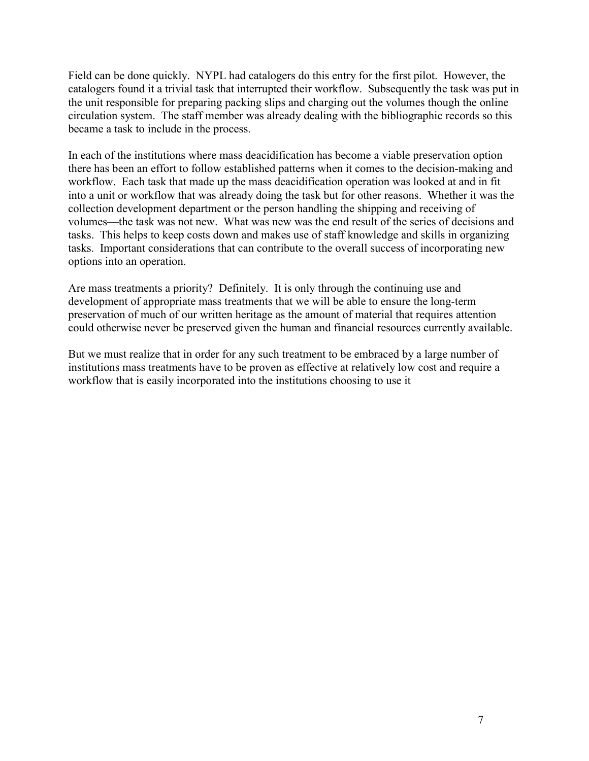Field can be done quickly. NYPL had catalogers do this entry for the first pilot. However, the catalogers found it a trivial task that interrupted their workflow. Subsequently the task was put in the unit responsible for preparing packing slips and charging out the volumes though the online circulation system. The staff member was already dealing with the bibliographic records so this became a task to include in the process.

In each of the institutions where mass deacidification has become a viable preservation option there has been an effort to follow established patterns when it comes to the decision-making and workflow. Each task that made up the mass deacidification operation was looked at and in fit into a unit or workflow that was already doing the task but for other reasons. Whether it was the collection development department or the person handling the shipping and receiving of volumes—the task was not new. What was new was the end result of the series of decisions and tasks. This helps to keep costs down and makes use of staff knowledge and skills in organizing tasks. Important considerations that can contribute to the overall success of incorporating new options into an operation.

Are mass treatments a priority? Definitely. It is only through the continuing use and development of appropriate mass treatments that we will be able to ensure the long-term preservation of much of our written heritage as the amount of material that requires attention could otherwise never be preserved given the human and financial resources currently available.

But we must realize that in order for any such treatment to be embraced by a large number of institutions mass treatments have to be proven as effective at relatively low cost and require a workflow that is easily incorporated into the institutions choosing to use it